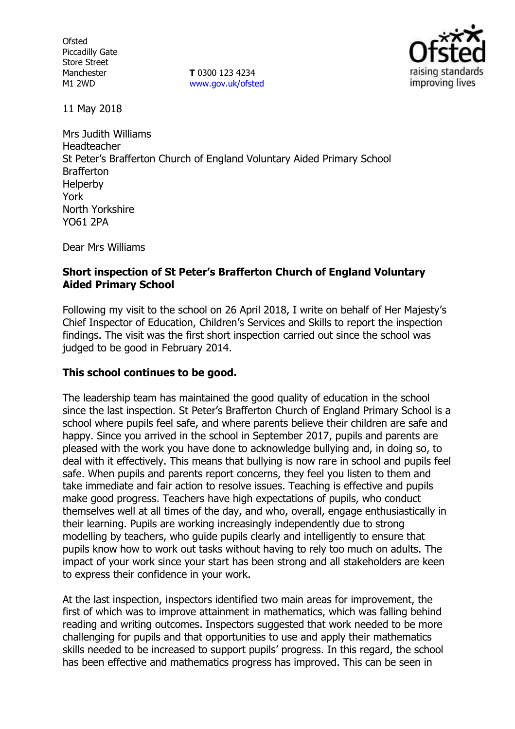Ofsted
Piccadilly Gate
Store Street
Manchester
M1 2WD

**T** 0300 123 4234
www.gov.uk/ofsted

11 May 2018

Mrs Judith Williams
Headteacher
St Peter's Brafferton Church of England Voluntary Aided Primary School
Brafferton
Helperby
York
North Yorkshire
YO61 2PA

Dear Mrs Williams

**Short inspection of St Peter's Brafferton Church of England Voluntary Aided Primary School**

Following my visit to the school on 26 April 2018, I write on behalf of Her Majesty's Chief Inspector of Education, Children's Services and Skills to report the inspection findings. The visit was the first short inspection carried out since the school was judged to be good in February 2014.

**This school continues to be good.**

The leadership team has maintained the good quality of education in the school since the last inspection. St Peter's Brafferton Church of England Primary School is a school where pupils feel safe, and where parents believe their children are safe and happy. Since you arrived in the school in September 2017, pupils and parents are pleased with the work you have done to acknowledge bullying and, in doing so, to deal with it effectively. This means that bullying is now rare in school and pupils feel safe. When pupils and parents report concerns, they feel you listen to them and take immediate and fair action to resolve issues. Teaching is effective and pupils make good progress. Teachers have high expectations of pupils, who conduct themselves well at all times of the day, and who, overall, engage enthusiastically in their learning. Pupils are working increasingly independently due to strong modelling by teachers, who guide pupils clearly and intelligently to ensure that pupils know how to work out tasks without having to rely too much on adults. The impact of your work since your start has been strong and all stakeholders are keen to express their confidence in your work.

At the last inspection, inspectors identified two main areas for improvement, the first of which was to improve attainment in mathematics, which was falling behind reading and writing outcomes. Inspectors suggested that work needed to be more challenging for pupils and that opportunities to use and apply their mathematics skills needed to be increased to support pupils' progress. In this regard, the school has been effective and mathematics progress has improved. This can be seen in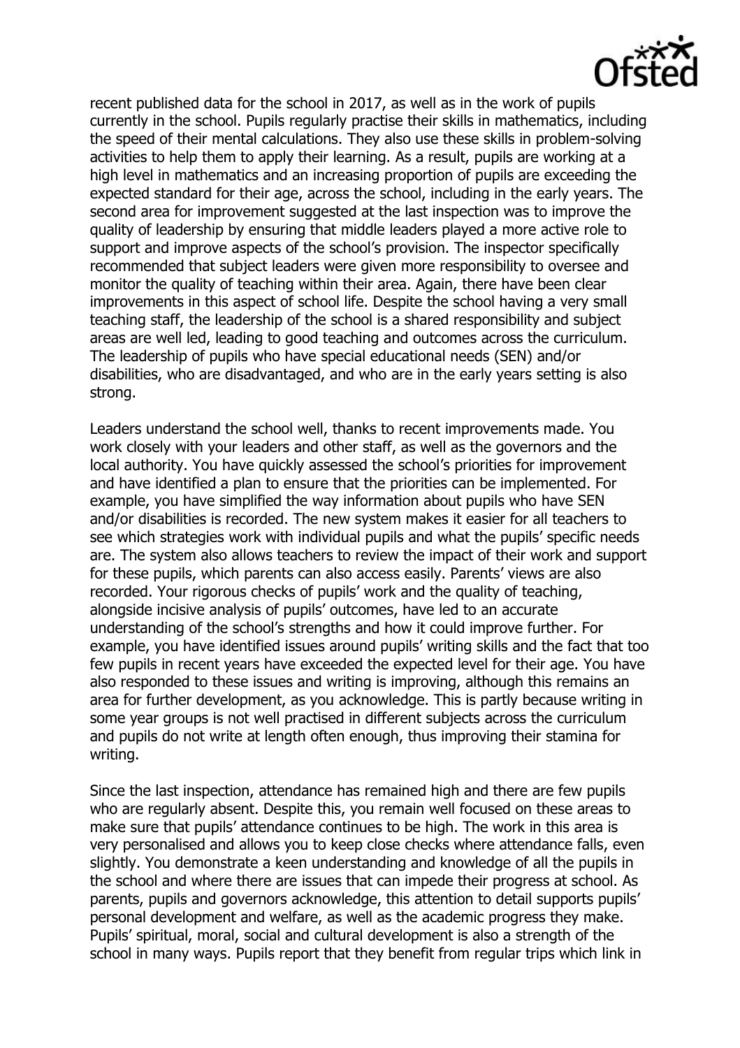recent published data for the school in 2017, as well as in the work of pupils currently in the school. Pupils regularly practise their skills in mathematics, including the speed of their mental calculations. They also use these skills in problem-solving activities to help them to apply their learning. As a result, pupils are working at a high level in mathematics and an increasing proportion of pupils are exceeding the expected standard for their age, across the school, including in the early years. The second area for improvement suggested at the last inspection was to improve the quality of leadership by ensuring that middle leaders played a more active role to support and improve aspects of the school's provision. The inspector specifically recommended that subject leaders were given more responsibility to oversee and monitor the quality of teaching within their area. Again, there have been clear improvements in this aspect of school life. Despite the school having a very small teaching staff, the leadership of the school is a shared responsibility and subject areas are well led, leading to good teaching and outcomes across the curriculum. The leadership of pupils who have special educational needs (SEN) and/or disabilities, who are disadvantaged, and who are in the early years setting is also strong.

Leaders understand the school well, thanks to recent improvements made. You work closely with your leaders and other staff, as well as the governors and the local authority. You have quickly assessed the school's priorities for improvement and have identified a plan to ensure that the priorities can be implemented. For example, you have simplified the way information about pupils who have SEN and/or disabilities is recorded. The new system makes it easier for all teachers to see which strategies work with individual pupils and what the pupils' specific needs are. The system also allows teachers to review the impact of their work and support for these pupils, which parents can also access easily. Parents' views are also recorded. Your rigorous checks of pupils' work and the quality of teaching, alongside incisive analysis of pupils' outcomes, have led to an accurate understanding of the school's strengths and how it could improve further. For example, you have identified issues around pupils' writing skills and the fact that too few pupils in recent years have exceeded the expected level for their age. You have also responded to these issues and writing is improving, although this remains an area for further development, as you acknowledge. This is partly because writing in some year groups is not well practised in different subjects across the curriculum and pupils do not write at length often enough, thus improving their stamina for writing.

Since the last inspection, attendance has remained high and there are few pupils who are regularly absent. Despite this, you remain well focused on these areas to make sure that pupils' attendance continues to be high. The work in this area is very personalised and allows you to keep close checks where attendance falls, even slightly. You demonstrate a keen understanding and knowledge of all the pupils in the school and where there are issues that can impede their progress at school. As parents, pupils and governors acknowledge, this attention to detail supports pupils' personal development and welfare, as well as the academic progress they make. Pupils' spiritual, moral, social and cultural development is also a strength of the school in many ways. Pupils report that they benefit from regular trips which link in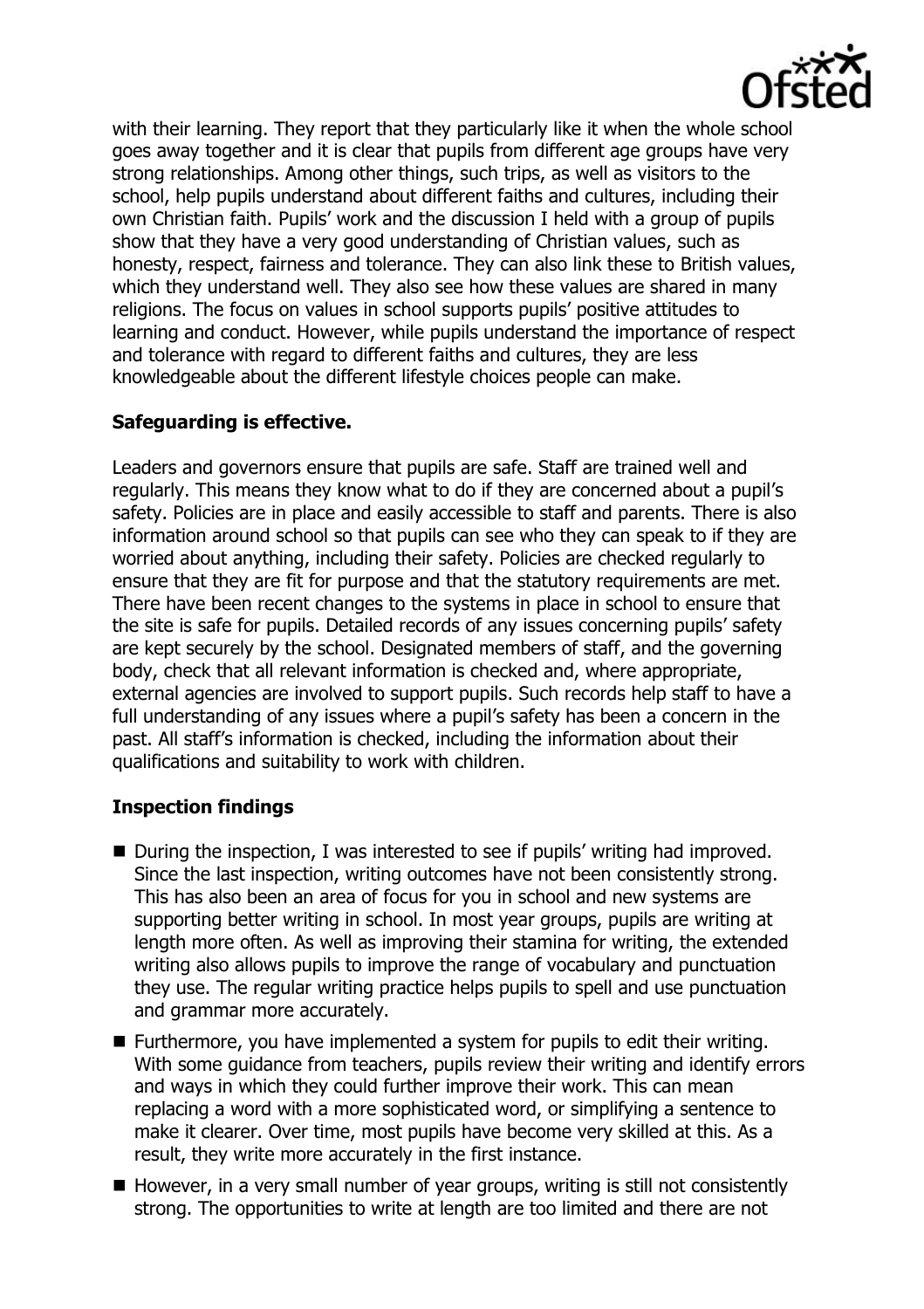with their learning. They report that they particularly like it when the whole school goes away together and it is clear that pupils from different age groups have very strong relationships. Among other things, such trips, as well as visitors to the school, help pupils understand about different faiths and cultures, including their own Christian faith. Pupils' work and the discussion I held with a group of pupils show that they have a very good understanding of Christian values, such as honesty, respect, fairness and tolerance. They can also link these to British values, which they understand well. They also see how these values are shared in many religions. The focus on values in school supports pupils' positive attitudes to learning and conduct. However, while pupils understand the importance of respect and tolerance with regard to different faiths and cultures, they are less knowledgeable about the different lifestyle choices people can make.

**Safeguarding is effective.**

Leaders and governors ensure that pupils are safe. Staff are trained well and regularly. This means they know what to do if they are concerned about a pupil's safety. Policies are in place and easily accessible to staff and parents. There is also information around school so that pupils can see who they can speak to if they are worried about anything, including their safety. Policies are checked regularly to ensure that they are fit for purpose and that the statutory requirements are met. There have been recent changes to the systems in place in school to ensure that the site is safe for pupils. Detailed records of any issues concerning pupils' safety are kept securely by the school. Designated members of staff, and the governing body, check that all relevant information is checked and, where appropriate, external agencies are involved to support pupils. Such records help staff to have a full understanding of any issues where a pupil's safety has been a concern in the past. All staff's information is checked, including the information about their qualifications and suitability to work with children.

**Inspection findings**

- During the inspection, I was interested to see if pupils' writing had improved. Since the last inspection, writing outcomes have not been consistently strong. This has also been an area of focus for you in school and new systems are supporting better writing in school. In most year groups, pupils are writing at length more often. As well as improving their stamina for writing, the extended writing also allows pupils to improve the range of vocabulary and punctuation they use. The regular writing practice helps pupils to spell and use punctuation and grammar more accurately.
- Furthermore, you have implemented a system for pupils to edit their writing. With some guidance from teachers, pupils review their writing and identify errors and ways in which they could further improve their work. This can mean replacing a word with a more sophisticated word, or simplifying a sentence to make it clearer. Over time, most pupils have become very skilled at this. As a result, they write more accurately in the first instance.
- However, in a very small number of year groups, writing is still not consistently strong. The opportunities to write at length are too limited and there are not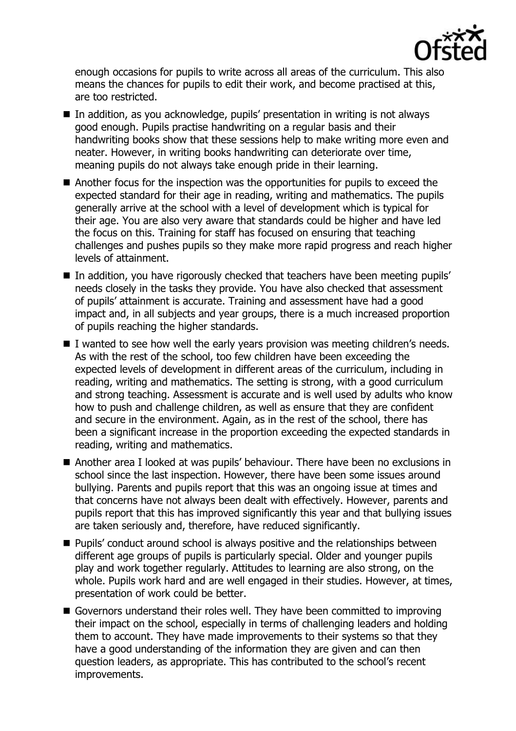enough occasions for pupils to write across all areas of the curriculum. This also means the chances for pupils to edit their work, and become practised at this, are too restricted.

- In addition, as you acknowledge, pupils' presentation in writing is not always good enough. Pupils practise handwriting on a regular basis and their handwriting books show that these sessions help to make writing more even and neater. However, in writing books handwriting can deteriorate over time, meaning pupils do not always take enough pride in their learning.
- Another focus for the inspection was the opportunities for pupils to exceed the expected standard for their age in reading, writing and mathematics. The pupils generally arrive at the school with a level of development which is typical for their age. You are also very aware that standards could be higher and have led the focus on this. Training for staff has focused on ensuring that teaching challenges and pushes pupils so they make more rapid progress and reach higher levels of attainment.
- In addition, you have rigorously checked that teachers have been meeting pupils' needs closely in the tasks they provide. You have also checked that assessment of pupils' attainment is accurate. Training and assessment have had a good impact and, in all subjects and year groups, there is a much increased proportion of pupils reaching the higher standards.
- I wanted to see how well the early years provision was meeting children's needs. As with the rest of the school, too few children have been exceeding the expected levels of development in different areas of the curriculum, including in reading, writing and mathematics. The setting is strong, with a good curriculum and strong teaching. Assessment is accurate and is well used by adults who know how to push and challenge children, as well as ensure that they are confident and secure in the environment. Again, as in the rest of the school, there has been a significant increase in the proportion exceeding the expected standards in reading, writing and mathematics.
- Another area I looked at was pupils' behaviour. There have been no exclusions in school since the last inspection. However, there have been some issues around bullying. Parents and pupils report that this was an ongoing issue at times and that concerns have not always been dealt with effectively. However, parents and pupils report that this has improved significantly this year and that bullying issues are taken seriously and, therefore, have reduced significantly.
- Pupils' conduct around school is always positive and the relationships between different age groups of pupils is particularly special. Older and younger pupils play and work together regularly. Attitudes to learning are also strong, on the whole. Pupils work hard and are well engaged in their studies. However, at times, presentation of work could be better.
- Governors understand their roles well. They have been committed to improving their impact on the school, especially in terms of challenging leaders and holding them to account. They have made improvements to their systems so that they have a good understanding of the information they are given and can then question leaders, as appropriate. This has contributed to the school's recent improvements.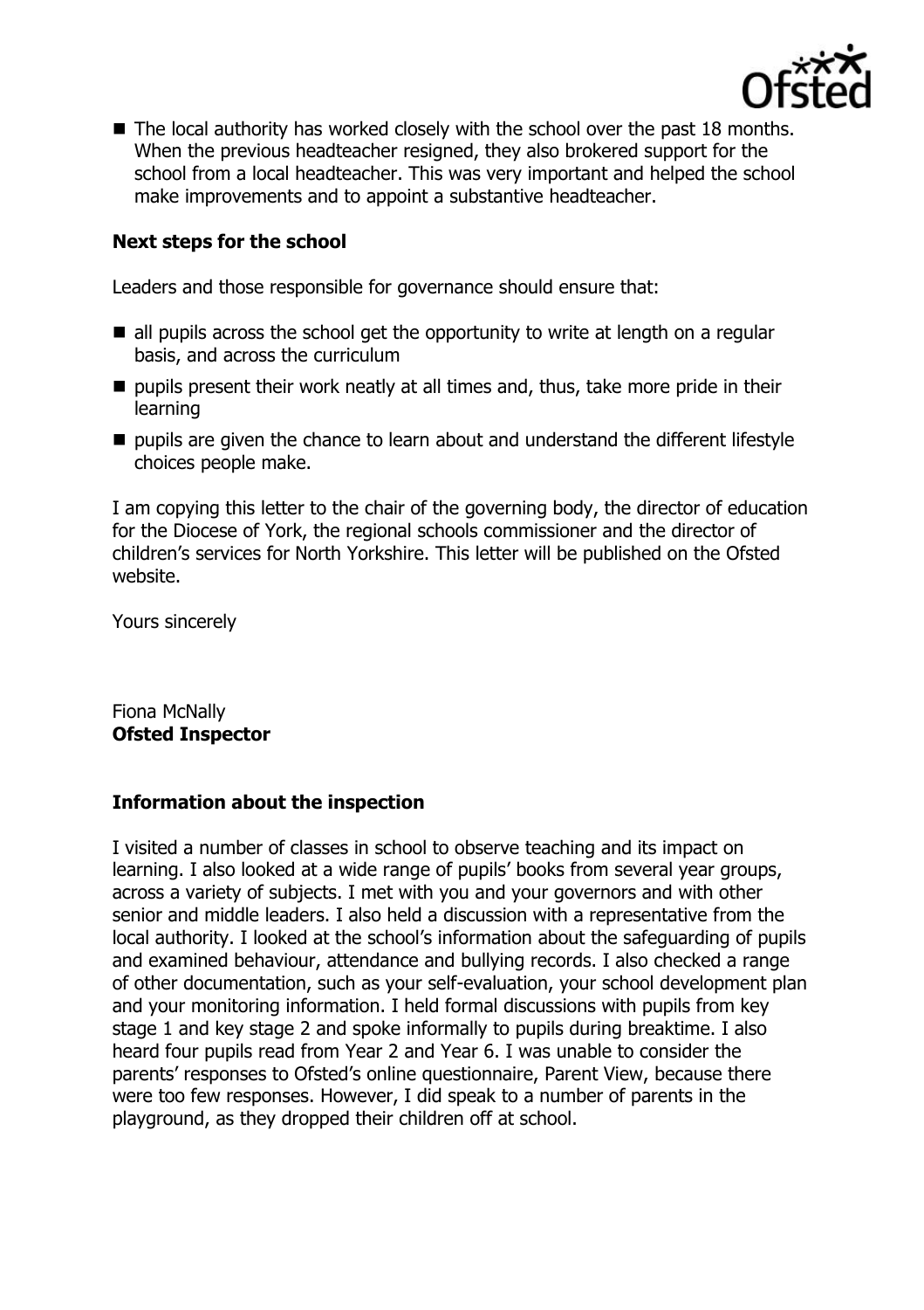- The local authority has worked closely with the school over the past 18 months. When the previous headteacher resigned, they also brokered support for the school from a local headteacher. This was very important and helped the school make improvements and to appoint a substantive headteacher.

**Next steps for the school**

Leaders and those responsible for governance should ensure that:

- all pupils across the school get the opportunity to write at length on a regular basis, and across the curriculum
- pupils present their work neatly at all times and, thus, take more pride in their learning
- pupils are given the chance to learn about and understand the different lifestyle choices people make.

I am copying this letter to the chair of the governing body, the director of education for the Diocese of York, the regional schools commissioner and the director of children's services for North Yorkshire. This letter will be published on the Ofsted website.

Yours sincerely

Fiona McNally
**Ofsted Inspector**

**Information about the inspection**

I visited a number of classes in school to observe teaching and its impact on learning. I also looked at a wide range of pupils' books from several year groups, across a variety of subjects. I met with you and your governors and with other senior and middle leaders. I also held a discussion with a representative from the local authority. I looked at the school's information about the safeguarding of pupils and examined behaviour, attendance and bullying records. I also checked a range of other documentation, such as your self-evaluation, your school development plan and your monitoring information. I held formal discussions with pupils from key stage 1 and key stage 2 and spoke informally to pupils during breaktime. I also heard four pupils read from Year 2 and Year 6. I was unable to consider the parents' responses to Ofsted's online questionnaire, Parent View, because there were too few responses. However, I did speak to a number of parents in the playground, as they dropped their children off at school.